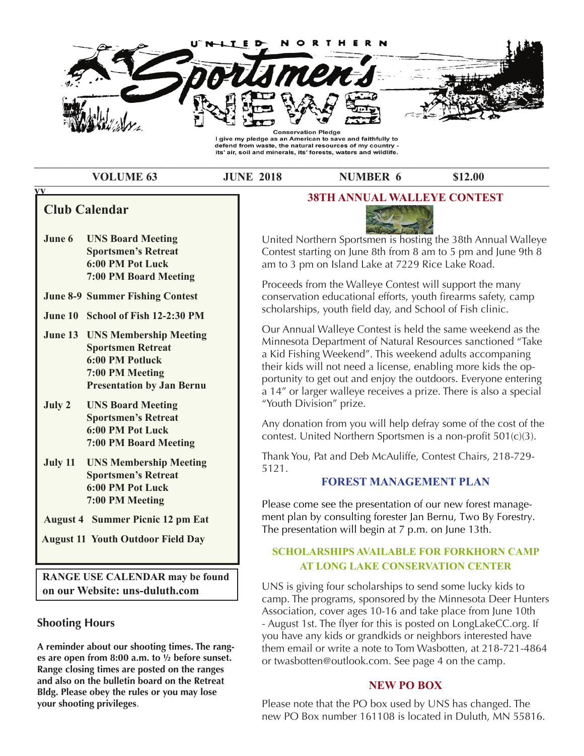# United Northern Sportsmen's News

Conservation Pledge
I give my pledge as an American to save and faithfully to defend from waste, the natural resources of my country - its' air, soil and minerals, its' forests, waters and wildlife.

**VOLUME 63** | **JUNE 2018** | **NUMBER 6** | **$12.00**

## Club Calendar

**June 6** **UNS Board Meeting**
**Sportsmen's Retreat**
**6:00 PM Pot Luck**
**7:00 PM Board Meeting**

**June 8-9 Summer Fishing Contest**

**June 10 School of Fish 12-2:30 PM**

**June 13** **UNS Membership Meeting**
**Sportsmen Retreat**
**6:00 PM Potluck**
**7:00 PM Meeting**
**Presentation by Jan Bernu**

**July 2** **UNS Board Meeting**
**Sportsmen's Retreat**
**6:00 PM Pot Luck**
**7:00 PM Board Meeting**

**July 11** **UNS Membership Meeting**
**Sportsmen's Retreat**
**6:00 PM Pot Luck**
**7:00 PM Meeting**

**August 4 Summer Picnic 12 pm Eat**

**August 11 Youth Outdoor Field Day**

**RANGE USE CALENDAR may be found on our Website: uns-duluth.com**

### Shooting Hours

**A reminder about our shooting times. The ranges are open from 8:00 a.m. to ½ before sunset. Range closing times are posted on the ranges and also on the bulletin board on the Retreat Bldg. Please obey the rules or you may lose your shooting privileges**.

## 38TH ANNUAL WALLEYE CONTEST

United Northern Sportsmen is hosting the 38th Annual Walleye Contest starting on June 8th from 8 am to 5 pm and June 9th 8 am to 3 pm on Island Lake at 7229 Rice Lake Road.

Proceeds from the Walleye Contest will support the many conservation educational efforts, youth firearms safety, camp scholarships, youth field day, and School of Fish clinic.

Our Annual Walleye Contest is held the same weekend as the Minnesota Department of Natural Resources sanctioned "Take a Kid Fishing Weekend". This weekend adults accompaning their kids will not need a license, enabling more kids the opportunity to get out and enjoy the outdoors. Everyone entering a 14" or larger walleye receives a prize. There is also a special "Youth Division" prize.

Any donation from you will help defray some of the cost of the contest. United Northern Sportsmen is a non-profit 501(c)(3).

Thank You, Pat and Deb McAuliffe, Contest Chairs, 218-729-5121.

## FOREST MANAGEMENT PLAN

Please come see the presentation of our new forest management plan by consulting forester Jan Bernu, Two By Forestry. The presentation will begin at 7 p.m. on June 13th.

## SCHOLARSHIPS AVAILABLE FOR FORKHORN CAMP AT LONG LAKE CONSERVATION CENTER

UNS is giving four scholarships to send some lucky kids to camp. The programs, sponsored by the Minnesota Deer Hunters Association, cover ages 10-16 and take place from June 10th - August 1st. The flyer for this is posted on LongLakeCC.org. If you have any kids or grandkids or neighbors interested have them email or write a note to Tom Wasbotten, at 218-721-4864 or twasbotten@outlook.com. See page 4 on the camp.

## NEW PO BOX

Please note that the PO box used by UNS has changed. The new PO Box number 161108 is located in Duluth, MN 55816.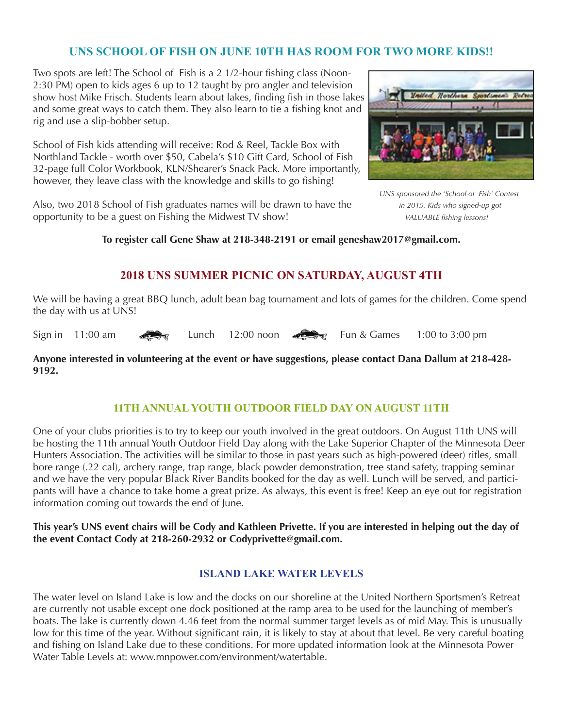## UNS SCHOOL OF FISH ON JUNE 10TH HAS ROOM FOR TWO MORE KIDS!!

Two spots are left! The School of Fish is a 2 1/2-hour fishing class (Noon-2:30 PM) open to kids ages 6 up to 12 taught by pro angler and television show host Mike Frisch. Students learn about lakes, finding fish in those lakes and some great ways to catch them. They also learn to tie a fishing knot and rig and use a slip-bobber setup.

School of Fish kids attending will receive: Rod & Reel, Tackle Box with Northland Tackle - worth over $50, Cabela's $10 Gift Card, School of Fish 32-page full Color Workbook, KLN/Shearer's Snack Pack. More importantly, however, they leave class with the knowledge and skills to go fishing!

Also, two 2018 School of Fish graduates names will be drawn to have the opportunity to be a guest on Fishing the Midwest TV show!

*UNS sponsored the 'School of Fish' Contest in 2015. Kids who signed-up got VALUABLE fishing lessons!*

**To register call Gene Shaw at 218-348-2191 or email geneshaw2017@gmail.com.**

## 2018 UNS SUMMER PICNIC ON SATURDAY, AUGUST 4TH

We will be having a great BBQ lunch, adult bean bag tournament and lots of games for the children. Come spend the day with us at UNS!

Sign in 11:00 am — Lunch 12:00 noon — Fun & Games 1:00 to 3:00 pm

**Anyone interested in volunteering at the event or have suggestions, please contact Dana Dallum at 218-428-9192.**

## 11TH ANNUAL YOUTH OUTDOOR FIELD DAY ON AUGUST 11TH

One of your clubs priorities is to try to keep our youth involved in the great outdoors. On August 11th UNS will be hosting the 11th annual Youth Outdoor Field Day along with the Lake Superior Chapter of the Minnesota Deer Hunters Association. The activities will be similar to those in past years such as high-powered (deer) rifles, small bore range (.22 cal), archery range, trap range, black powder demonstration, tree stand safety, trapping seminar and we have the very popular Black River Bandits booked for the day as well. Lunch will be served, and participants will have a chance to take home a great prize. As always, this event is free! Keep an eye out for registration information coming out towards the end of June.

**This year's UNS event chairs will be Cody and Kathleen Privette. If you are interested in helping out the day of the event Contact Cody at 218-260-2932 or Codyprivette@gmail.com.**

## ISLAND LAKE WATER LEVELS

The water level on Island Lake is low and the docks on our shoreline at the United Northern Sportsmen's Retreat are currently not usable except one dock positioned at the ramp area to be used for the launching of member's boats. The lake is currently down 4.46 feet from the normal summer target levels as of mid May. This is unusually low for this time of the year. Without significant rain, it is likely to stay at about that level. Be very careful boating and fishing on Island Lake due to these conditions. For more updated information look at the Minnesota Power Water Table Levels at: www.mnpower.com/environment/watertable.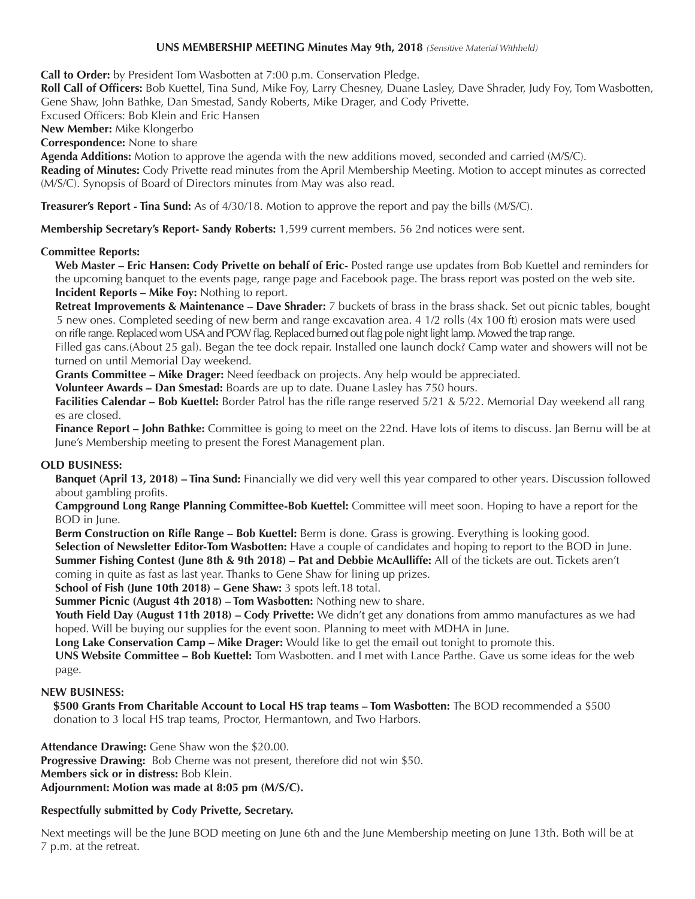**UNS MEMBERSHIP MEETING Minutes May 9th, 2018** *(Sensitive Material Withheld)*

**Call to Order:** by President Tom Wasbotten at 7:00 p.m. Conservation Pledge.

**Roll Call of Officers:** Bob Kuettel, Tina Sund, Mike Foy, Larry Chesney, Duane Lasley, Dave Shrader, Judy Foy, Tom Wasbotten, Gene Shaw, John Bathke, Dan Smestad, Sandy Roberts, Mike Drager, and Cody Privette.

Excused Officers: Bob Klein and Eric Hansen

**New Member:** Mike Klongerbo

**Correspondence:** None to share

**Agenda Additions:** Motion to approve the agenda with the new additions moved, seconded and carried (M/S/C).

**Reading of Minutes:** Cody Privette read minutes from the April Membership Meeting. Motion to accept minutes as corrected (M/S/C). Synopsis of Board of Directors minutes from May was also read.

**Treasurer's Report - Tina Sund:** As of 4/30/18. Motion to approve the report and pay the bills (M/S/C).

**Membership Secretary's Report- Sandy Roberts:** 1,599 current members. 56 2nd notices were sent.

**Committee Reports:**

**Web Master – Eric Hansen: Cody Privette on behalf of Eric-** Posted range use updates from Bob Kuettel and reminders for the upcoming banquet to the events page, range page and Facebook page. The brass report was posted on the web site.

**Incident Reports – Mike Foy:** Nothing to report.

**Retreat Improvements & Maintenance – Dave Shrader:** 7 buckets of brass in the brass shack. Set out picnic tables, bought 5 new ones. Completed seeding of new berm and range excavation area. 4 1/2 rolls (4x 100 ft) erosion mats were used on rifle range. Replaced worn USA and POW flag. Replaced burned out flag pole night light lamp. Mowed the trap range. Filled gas cans.(About 25 gal). Began the tee dock repair. Installed one launch dock? Camp water and showers will not be turned on until Memorial Day weekend.

**Grants Committee – Mike Drager:** Need feedback on projects. Any help would be appreciated.

**Volunteer Awards – Dan Smestad:** Boards are up to date. Duane Lasley has 750 hours.

**Facilities Calendar – Bob Kuettel:** Border Patrol has the rifle range reserved 5/21 & 5/22. Memorial Day weekend all ranges are closed.

**Finance Report – John Bathke:** Committee is going to meet on the 22nd. Have lots of items to discuss. Jan Bernu will be at June's Membership meeting to present the Forest Management plan.

**OLD BUSINESS:**

**Banquet (April 13, 2018) – Tina Sund:** Financially we did very well this year compared to other years. Discussion followed about gambling profits.

**Campground Long Range Planning Committee-Bob Kuettel:** Committee will meet soon. Hoping to have a report for the BOD in June.

**Berm Construction on Rifle Range – Bob Kuettel:** Berm is done. Grass is growing. Everything is looking good.

**Selection of Newsletter Editor-Tom Wasbotten:** Have a couple of candidates and hoping to report to the BOD in June.

**Summer Fishing Contest (June 8th & 9th 2018) – Pat and Debbie McAulliffe:** All of the tickets are out. Tickets aren't coming in quite as fast as last year. Thanks to Gene Shaw for lining up prizes.

**School of Fish (June 10th 2018) – Gene Shaw:** 3 spots left.18 total.

**Summer Picnic (August 4th 2018) – Tom Wasbotten:** Nothing new to share.

**Youth Field Day (August 11th 2018) – Cody Privette:** We didn't get any donations from ammo manufactures as we had hoped. Will be buying our supplies for the event soon. Planning to meet with MDHA in June.

**Long Lake Conservation Camp – Mike Drager:** Would like to get the email out tonight to promote this.

**UNS Website Committee – Bob Kuettel:** Tom Wasbotten. and I met with Lance Parthe. Gave us some ideas for the web page.

**NEW BUSINESS:**

**$500 Grants From Charitable Account to Local HS trap teams – Tom Wasbotten:** The BOD recommended a $500 donation to 3 local HS trap teams, Proctor, Hermantown, and Two Harbors.

**Attendance Drawing:** Gene Shaw won the $20.00.

**Progressive Drawing:** Bob Cherne was not present, therefore did not win $50.

**Members sick or in distress:** Bob Klein.

**Adjournment: Motion was made at 8:05 pm (M/S/C).**

**Respectfully submitted by Cody Privette, Secretary.**

Next meetings will be the June BOD meeting on June 6th and the June Membership meeting on June 13th. Both will be at 7 p.m. at the retreat.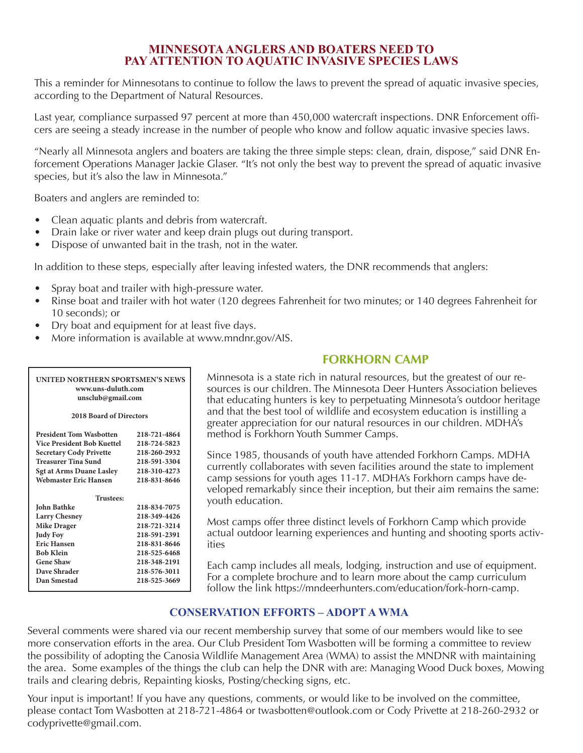## MINNESOTA ANGLERS AND BOATERS NEED TO PAY ATTENTION TO AQUATIC INVASIVE SPECIES LAWS

This a reminder for Minnesotans to continue to follow the laws to prevent the spread of aquatic invasive species, according to the Department of Natural Resources.

Last year, compliance surpassed 97 percent at more than 450,000 watercraft inspections. DNR Enforcement officers are seeing a steady increase in the number of people who know and follow aquatic invasive species laws.

“Nearly all Minnesota anglers and boaters are taking the three simple steps: clean, drain, dispose,” said DNR Enforcement Operations Manager Jackie Glaser. “It’s not only the best way to prevent the spread of aquatic invasive species, but it’s also the law in Minnesota.”

Boaters and anglers are reminded to:

- Clean aquatic plants and debris from watercraft.
- Drain lake or river water and keep drain plugs out during transport.
- Dispose of unwanted bait in the trash, not in the water.

In addition to these steps, especially after leaving infested waters, the DNR recommends that anglers:

- Spray boat and trailer with high-pressure water.
- Rinse boat and trailer with hot water (120 degrees Fahrenheit for two minutes; or 140 degrees Fahrenheit for 10 seconds); or
- Dry boat and equipment for at least five days.
- More information is available at www.mndnr.gov/AIS.

## FORKHORN CAMP

Minnesota is a state rich in natural resources, but the greatest of our resources is our children. The Minnesota Deer Hunters Association believes that educating hunters is key to perpetuating Minnesota’s outdoor heritage and that the best tool of wildlife and ecosystem education is instilling a greater appreciation for our natural resources in our children. MDHA’s method is Forkhorn Youth Summer Camps.

Since 1985, thousands of youth have attended Forkhorn Camps. MDHA currently collaborates with seven facilities around the state to implement camp sessions for youth ages 11-17. MDHA’s Forkhorn camps have developed remarkably since their inception, but their aim remains the same: youth education.

Most camps offer three distinct levels of Forkhorn Camp which provide actual outdoor learning experiences and hunting and shooting sports activities

Each camp includes all meals, lodging, instruction and use of equipment. For a complete brochure and to learn more about the camp curriculum follow the link https://mndeerhunters.com/education/fork-horn-camp.

**UNITED NORTHERN SPORTSMEN’S NEWS**
**www.uns-duluth.com**
**unsclub@gmail.com**

**2018 Board of Directors**

| | |
|---|---|
| **President Tom Wasbotten** | **218-721-4864** |
| **Vice President Bob Kuettel** | **218-724-5823** |
| **Secretary Cody Privette** | **218-260-2932** |
| **Treasurer Tina Sund** | **218-591-3304** |
| **Sgt at Arms Duane Lasley** | **218-310-4273** |
| **Webmaster Eric Hansen** | **218-831-8646** |
| **Trustees:** | |
| **John Bathke** | **218-834-7075** |
| **Larry Chesney** | **218-349-4426** |
| **Mike Drager** | **218-721-3214** |
| **Judy Foy** | **218-591-2391** |
| **Eric Hansen** | **218-831-8646** |
| **Bob Klein** | **218-525-6468** |
| **Gene Shaw** | **218-348-2191** |
| **Dave Shrader** | **218-576-3011** |
| **Dan Smestad** | **218-525-3669** |

## CONSERVATION EFFORTS – ADOPT A WMA

Several comments were shared via our recent membership survey that some of our members would like to see more conservation efforts in the area. Our Club President Tom Wasbotten will be forming a committee to review the possibility of adopting the Canosia Wildlife Management Area (WMA) to assist the MNDNR with maintaining the area. Some examples of the things the club can help the DNR with are: Managing Wood Duck boxes, Mowing trails and clearing debris, Repainting kiosks, Posting/checking signs, etc.

Your input is important! If you have any questions, comments, or would like to be involved on the committee, please contact Tom Wasbotten at 218-721-4864 or twasbotten@outlook.com or Cody Privette at 218-260-2932 or codyprivette@gmail.com.